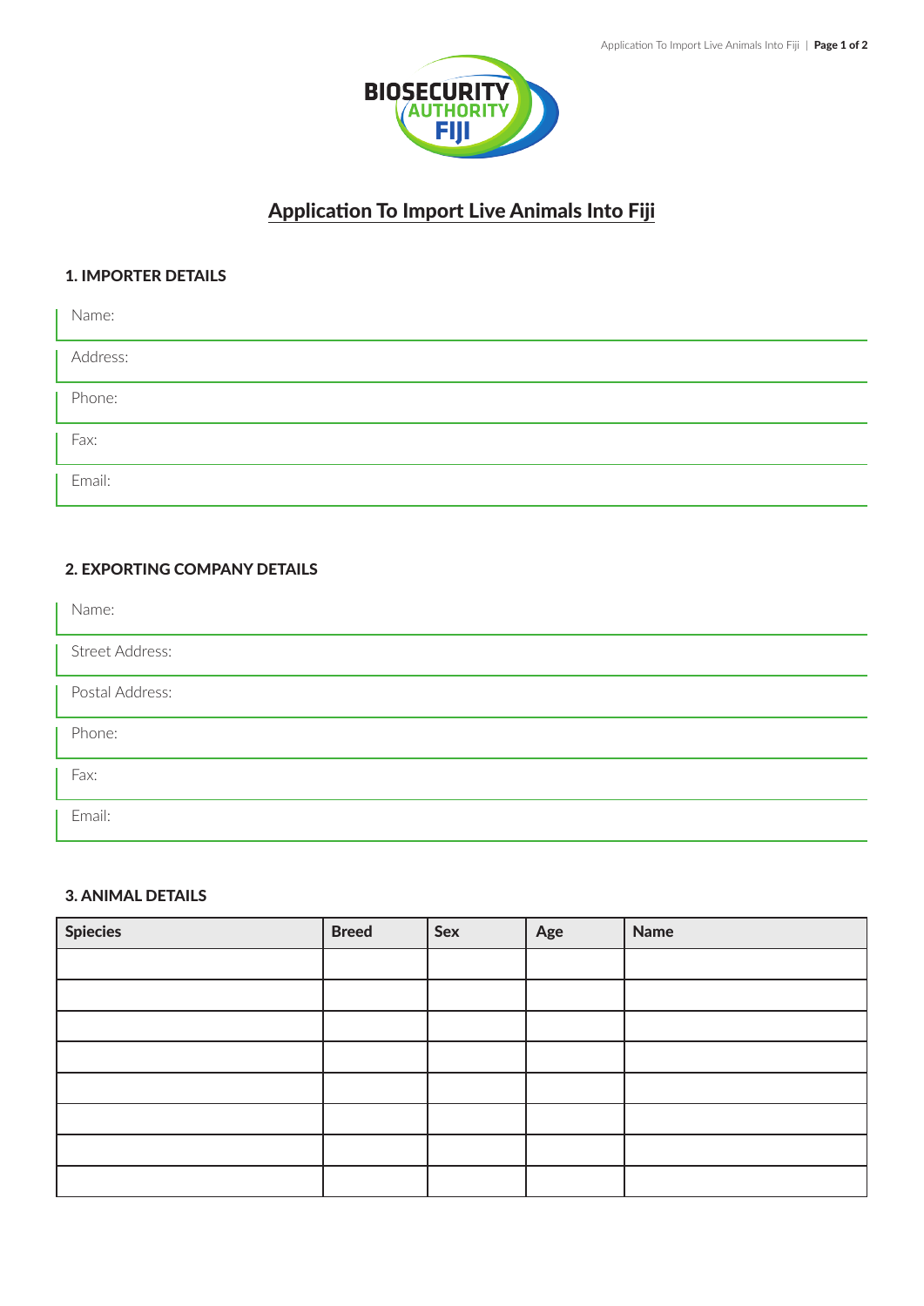BIOSECURITY AUTHORITY FIJI

# Application To Import Live Animals Into Fiji

## 1. IMPORTER DETAILS

Name:

Address:

Phone:

Fax:

Email:

## 2. EXPORTING COMPANY DETAILS

Name:

Street Address:

Postal Address:

Phone:

Fax:

Email:

## 3. ANIMAL DETAILS

| Spiecies | Breed | Sex | Age | Name |
|---|---|---|---|---|
| | | | | |
| | | | | |
| | | | | |
| | | | | |
| | | | | |
| | | | | |
| | | | | |
| | | | | |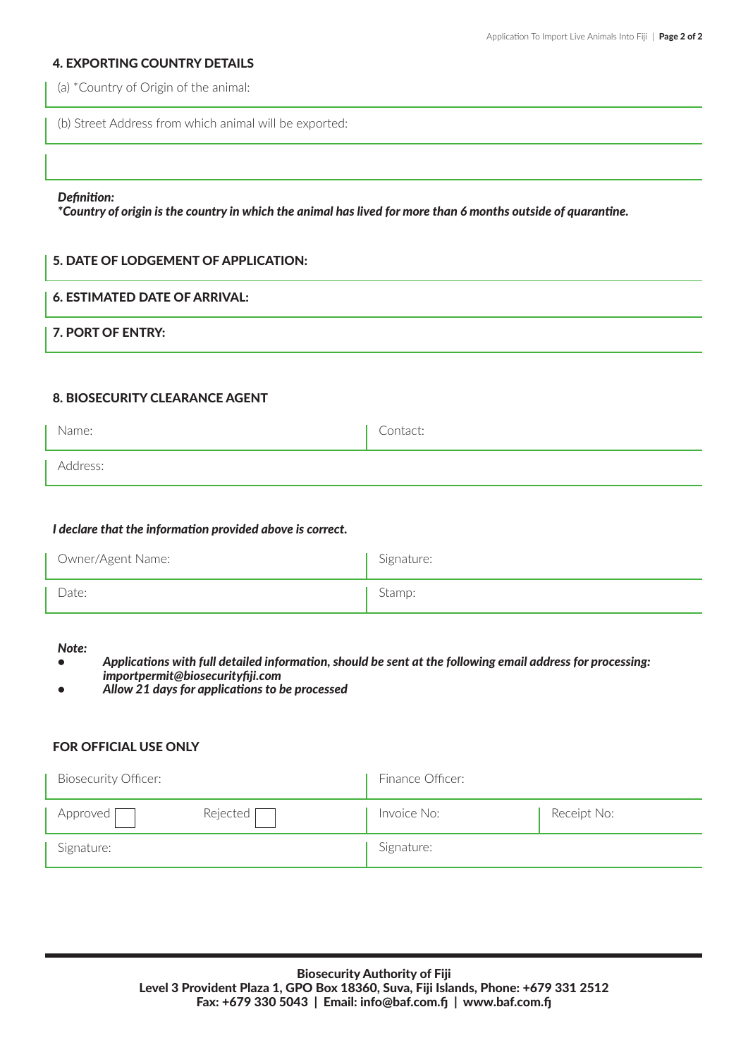## 4. EXPORTING COUNTRY DETAILS

(a) *Country of Origin of the animal:

(b) Street Address from which animal will be exported:

***Definition:***
***\*Country of origin is the country in which the animal has lived for more than 6 months outside of quarantine.***

## 5. DATE OF LODGEMENT OF APPLICATION:

## 6. ESTIMATED DATE OF ARRIVAL:

## 7. PORT OF ENTRY:

## 8. BIOSECURITY CLEARANCE AGENT

| | |
|---|---|
| Name: | Contact: |
| Address: | |

***I declare that the information provided above is correct.***

| | |
|---|---|
| Owner/Agent Name: | Signature: |
| Date: | Stamp: |

***Note:***

- ***Applications with full detailed information, should be sent at the following email address for processing: importpermit@biosecurityfiji.com***
- ***Allow 21 days for applications to be processed***

## FOR OFFICIAL USE ONLY

| | | | |
|---|---|---|---|
| Biosecurity Officer: | | Finance Officer: | |
| Approved ☐ | Rejected ☐ | Invoice No: | Receipt No: |
| Signature: | | Signature: | |

**Biosecurity Authority of Fiji**
**Level 3 Provident Plaza 1, GPO Box 18360, Suva, Fiji Islands, Phone: +679 331 2512**
**Fax: +679 330 5043 | Email: info@baf.com.fj | www.baf.com.fj**